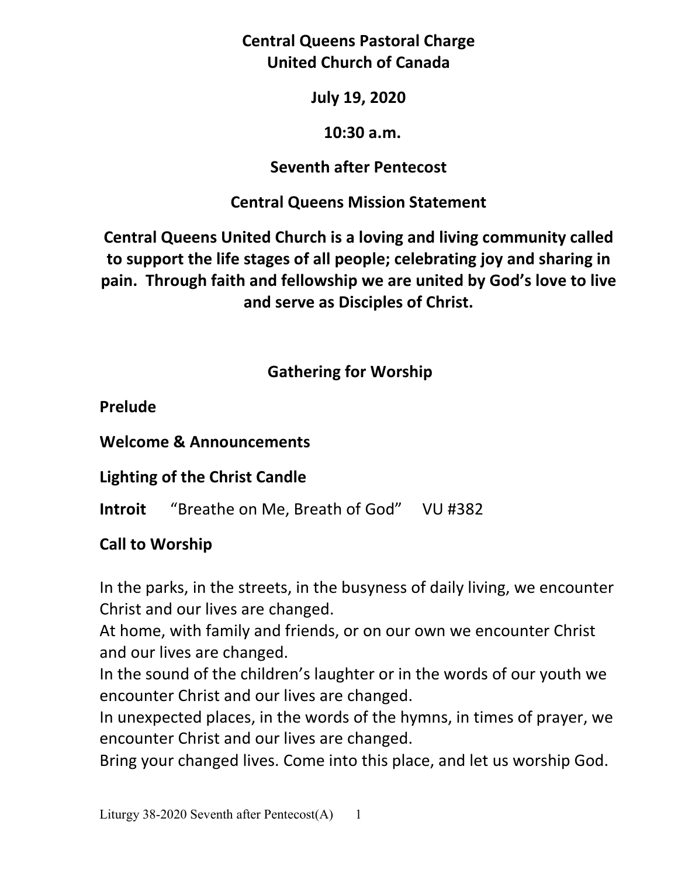# Central Queens Pastoral Charge
# United Church of Canada

**July 19, 2020**

**10:30 a.m.**

**Seventh after Pentecost**

## Central Queens Mission Statement

**Central Queens United Church is a loving and living community called to support the life stages of all people; celebrating joy and sharing in pain. Through faith and fellowship we are united by God's love to live and serve as Disciples of Christ.**

## Gathering for Worship

**Prelude**

**Welcome & Announcements**

**Lighting of the Christ Candle**

**Introit** "Breathe on Me, Breath of God" VU #382

**Call to Worship**

In the parks, in the streets, in the busyness of daily living, we encounter Christ and our lives are changed.
At home, with family and friends, or on our own we encounter Christ and our lives are changed.
In the sound of the children's laughter or in the words of our youth we encounter Christ and our lives are changed.
In unexpected places, in the words of the hymns, in times of prayer, we encounter Christ and our lives are changed.
Bring your changed lives. Come into this place, and let us worship God.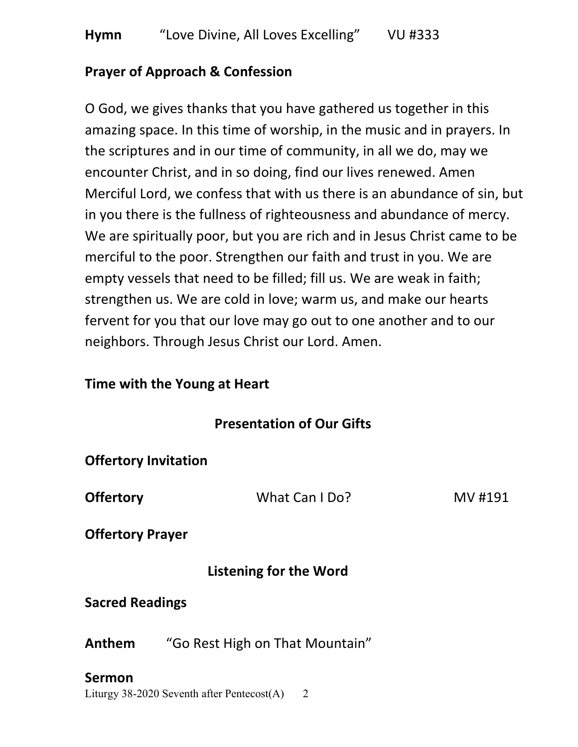**Hymn** “Love Divine, All Loves Excelling” VU #333

**Prayer of Approach & Confession**

O God, we gives thanks that you have gathered us together in this amazing space. In this time of worship, in the music and in prayers. In the scriptures and in our time of community, in all we do, may we encounter Christ, and in so doing, find our lives renewed. Amen
Merciful Lord, we confess that with us there is an abundance of sin, but in you there is the fullness of righteousness and abundance of mercy. We are spiritually poor, but you are rich and in Jesus Christ came to be merciful to the poor. Strengthen our faith and trust in you. We are empty vessels that need to be filled; fill us. We are weak in faith; strengthen us. We are cold in love; warm us, and make our hearts fervent for you that our love may go out to one another and to our neighbors. Through Jesus Christ our Lord. Amen.

**Time with the Young at Heart**

**Presentation of Our Gifts**

**Offertory Invitation**

**Offertory** What Can I Do? MV #191

**Offertory Prayer**

**Listening for the Word**

**Sacred Readings**

**Anthem** “Go Rest High on That Mountain”

**Sermon**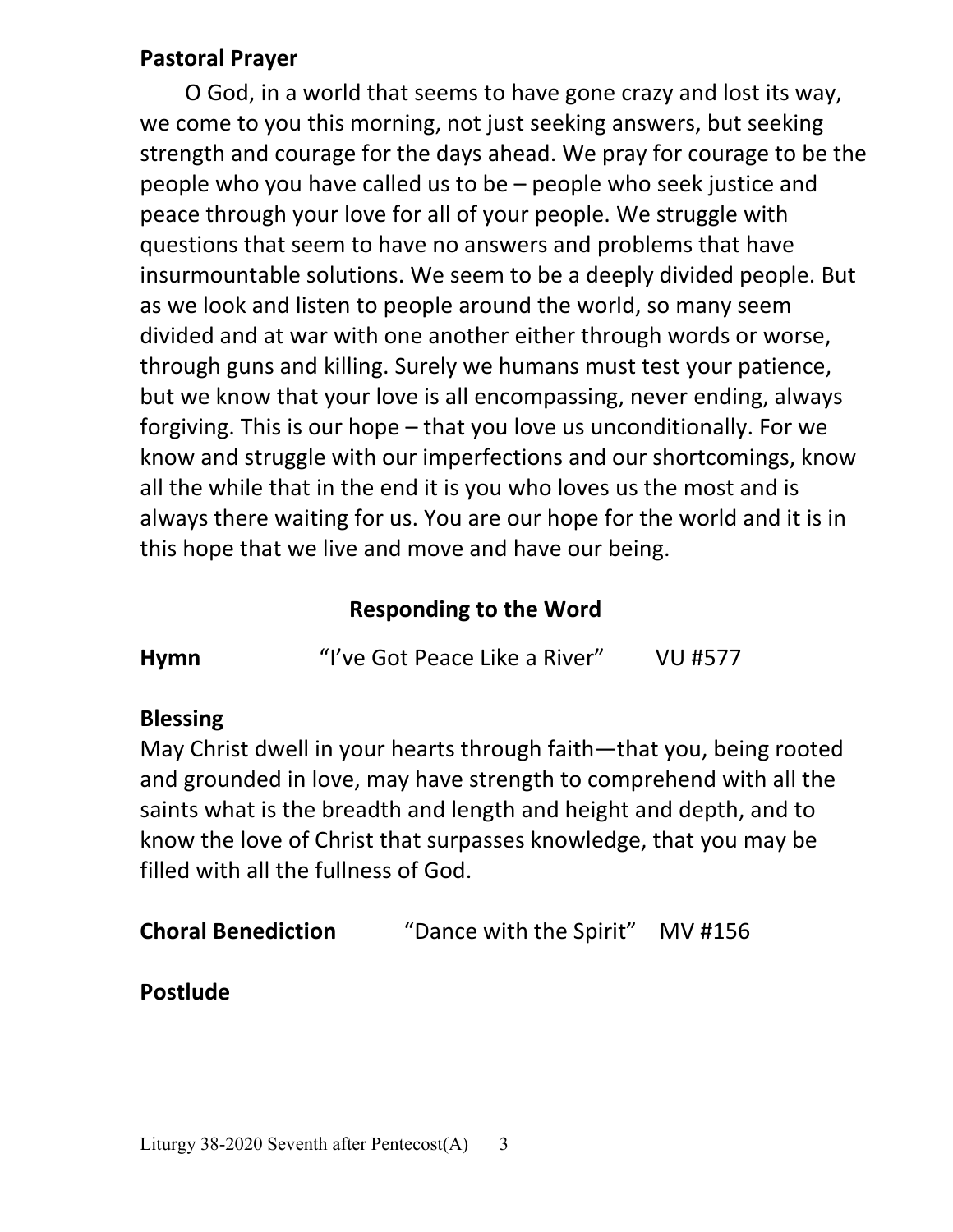**Pastoral Prayer**

O God, in a world that seems to have gone crazy and lost its way, we come to you this morning, not just seeking answers, but seeking strength and courage for the days ahead. We pray for courage to be the people who you have called us to be – people who seek justice and peace through your love for all of your people. We struggle with questions that seem to have no answers and problems that have insurmountable solutions. We seem to be a deeply divided people. But as we look and listen to people around the world, so many seem divided and at war with one another either through words or worse, through guns and killing. Surely we humans must test your patience, but we know that your love is all encompassing, never ending, always forgiving. This is our hope – that you love us unconditionally. For we know and struggle with our imperfections and our shortcomings, know all the while that in the end it is you who loves us the most and is always there waiting for us. You are our hope for the world and it is in this hope that we live and move and have our being.

## Responding to the Word

**Hymn** "I've Got Peace Like a River" VU #577

**Blessing**

May Christ dwell in your hearts through faith—that you, being rooted and grounded in love, may have strength to comprehend with all the saints what is the breadth and length and height and depth, and to know the love of Christ that surpasses knowledge, that you may be filled with all the fullness of God.

**Choral Benediction** "Dance with the Spirit" MV #156

**Postlude**